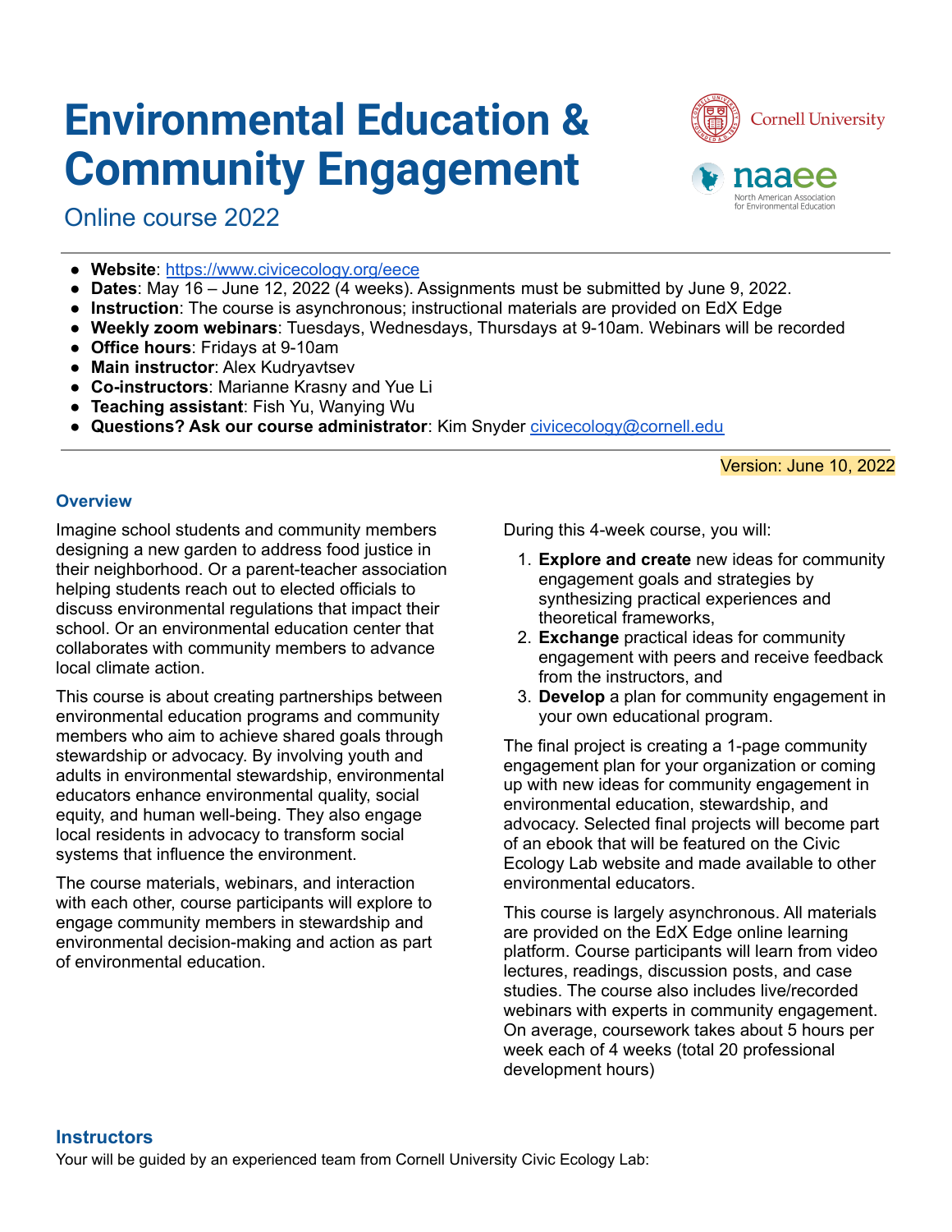# Environmental Education & Community Engagement

## Online course 2022

- **Website**: https://www.civicecology.org/eece
- **Dates**: May 16 – June 12, 2022 (4 weeks). Assignments must be submitted by June 9, 2022.
- **Instruction**: The course is asynchronous; instructional materials are provided on EdX Edge
- **Weekly zoom webinars**: Tuesdays, Wednesdays, Thursdays at 9-10am. Webinars will be recorded
- **Office hours**: Fridays at 9-10am
- **Main instructor**: Alex Kudryavtsev
- **Co-instructors**: Marianne Krasny and Yue Li
- **Teaching assistant**: Fish Yu, Wanying Wu
- **Questions? Ask our course administrator**: Kim Snyder civicecology@cornell.edu

Version: June 10, 2022

### Overview

Imagine school students and community members designing a new garden to address food justice in their neighborhood. Or a parent-teacher association helping students reach out to elected officials to discuss environmental regulations that impact their school. Or an environmental education center that collaborates with community members to advance local climate action.

This course is about creating partnerships between environmental education programs and community members who aim to achieve shared goals through stewardship or advocacy. By involving youth and adults in environmental stewardship, environmental educators enhance environmental quality, social equity, and human well-being. They also engage local residents in advocacy to transform social systems that influence the environment.

The course materials, webinars, and interaction with each other, course participants will explore to engage community members in stewardship and environmental decision-making and action as part of environmental education.

During this 4-week course, you will:

1. **Explore and create** new ideas for community engagement goals and strategies by synthesizing practical experiences and theoretical frameworks,
2. **Exchange** practical ideas for community engagement with peers and receive feedback from the instructors, and
3. **Develop** a plan for community engagement in your own educational program.

The final project is creating a 1-page community engagement plan for your organization or coming up with new ideas for community engagement in environmental education, stewardship, and advocacy. Selected final projects will become part of an ebook that will be featured on the Civic Ecology Lab website and made available to other environmental educators.

This course is largely asynchronous. All materials are provided on the EdX Edge online learning platform. Course participants will learn from video lectures, readings, discussion posts, and case studies. The course also includes live/recorded webinars with experts in community engagement. On average, coursework takes about 5 hours per week each of 4 weeks (total 20 professional development hours)

### Instructors

Your will be guided by an experienced team from Cornell University Civic Ecology Lab: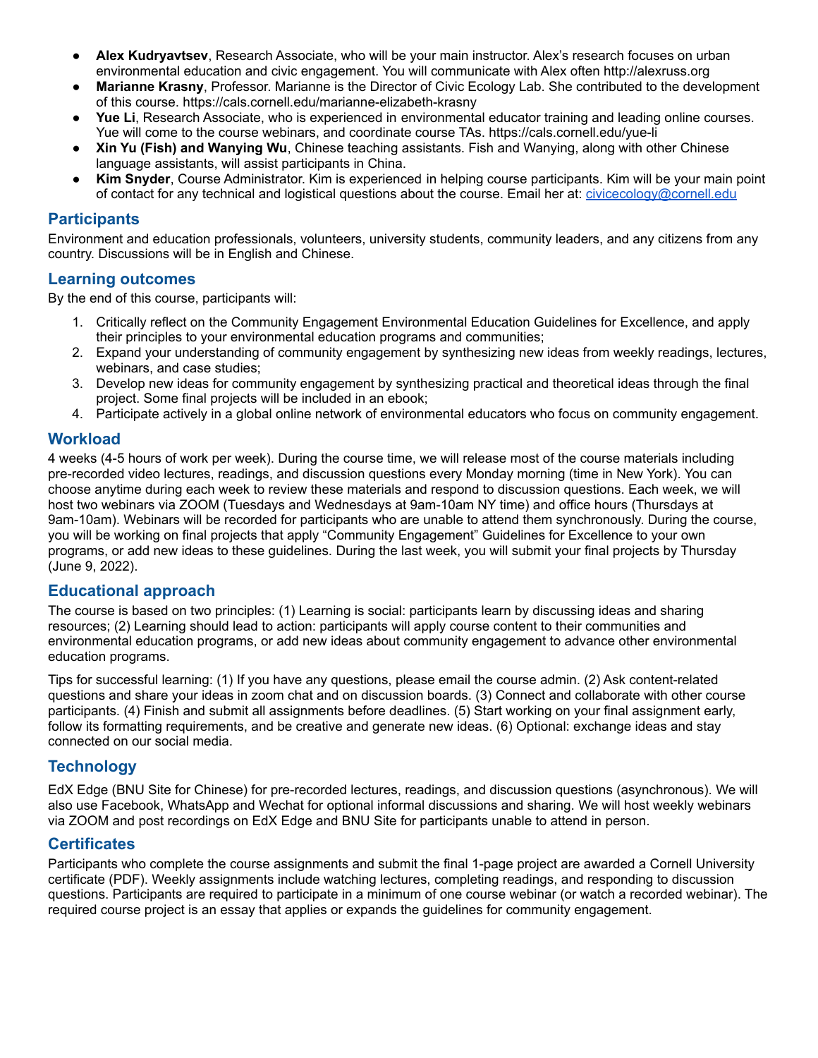- **Alex Kudryavtsev**, Research Associate, who will be your main instructor. Alex's research focuses on urban environmental education and civic engagement. You will communicate with Alex often http://alexruss.org
- **Marianne Krasny**, Professor. Marianne is the Director of Civic Ecology Lab. She contributed to the development of this course. https://cals.cornell.edu/marianne-elizabeth-krasny
- **Yue Li**, Research Associate, who is experienced in environmental educator training and leading online courses. Yue will come to the course webinars, and coordinate course TAs. https://cals.cornell.edu/yue-li
- **Xin Yu (Fish) and Wanying Wu**, Chinese teaching assistants. Fish and Wanying, along with other Chinese language assistants, will assist participants in China.
- **Kim Snyder**, Course Administrator. Kim is experienced in helping course participants. Kim will be your main point of contact for any technical and logistical questions about the course. Email her at: civicecology@cornell.edu

## Participants

Environment and education professionals, volunteers, university students, community leaders, and any citizens from any country. Discussions will be in English and Chinese.

## Learning outcomes

By the end of this course, participants will:

1. Critically reflect on the Community Engagement Environmental Education Guidelines for Excellence, and apply their principles to your environmental education programs and communities;
2. Expand your understanding of community engagement by synthesizing new ideas from weekly readings, lectures, webinars, and case studies;
3. Develop new ideas for community engagement by synthesizing practical and theoretical ideas through the final project. Some final projects will be included in an ebook;
4. Participate actively in a global online network of environmental educators who focus on community engagement.

## Workload

4 weeks (4-5 hours of work per week). During the course time, we will release most of the course materials including pre-recorded video lectures, readings, and discussion questions every Monday morning (time in New York). You can choose anytime during each week to review these materials and respond to discussion questions. Each week, we will host two webinars via ZOOM (Tuesdays and Wednesdays at 9am-10am NY time) and office hours (Thursdays at 9am-10am). Webinars will be recorded for participants who are unable to attend them synchronously. During the course, you will be working on final projects that apply "Community Engagement" Guidelines for Excellence to your own programs, or add new ideas to these guidelines. During the last week, you will submit your final projects by Thursday (June 9, 2022).

## Educational approach

The course is based on two principles: (1) Learning is social: participants learn by discussing ideas and sharing resources; (2) Learning should lead to action: participants will apply course content to their communities and environmental education programs, or add new ideas about community engagement to advance other environmental education programs.

Tips for successful learning: (1) If you have any questions, please email the course admin. (2) Ask content-related questions and share your ideas in zoom chat and on discussion boards. (3) Connect and collaborate with other course participants. (4) Finish and submit all assignments before deadlines. (5) Start working on your final assignment early, follow its formatting requirements, and be creative and generate new ideas. (6) Optional: exchange ideas and stay connected on our social media.

## Technology

EdX Edge (BNU Site for Chinese) for pre-recorded lectures, readings, and discussion questions (asynchronous). We will also use Facebook, WhatsApp and Wechat for optional informal discussions and sharing. We will host weekly webinars via ZOOM and post recordings on EdX Edge and BNU Site for participants unable to attend in person.

## Certificates

Participants who complete the course assignments and submit the final 1-page project are awarded a Cornell University certificate (PDF). Weekly assignments include watching lectures, completing readings, and responding to discussion questions. Participants are required to participate in a minimum of one course webinar (or watch a recorded webinar). The required course project is an essay that applies or expands the guidelines for community engagement.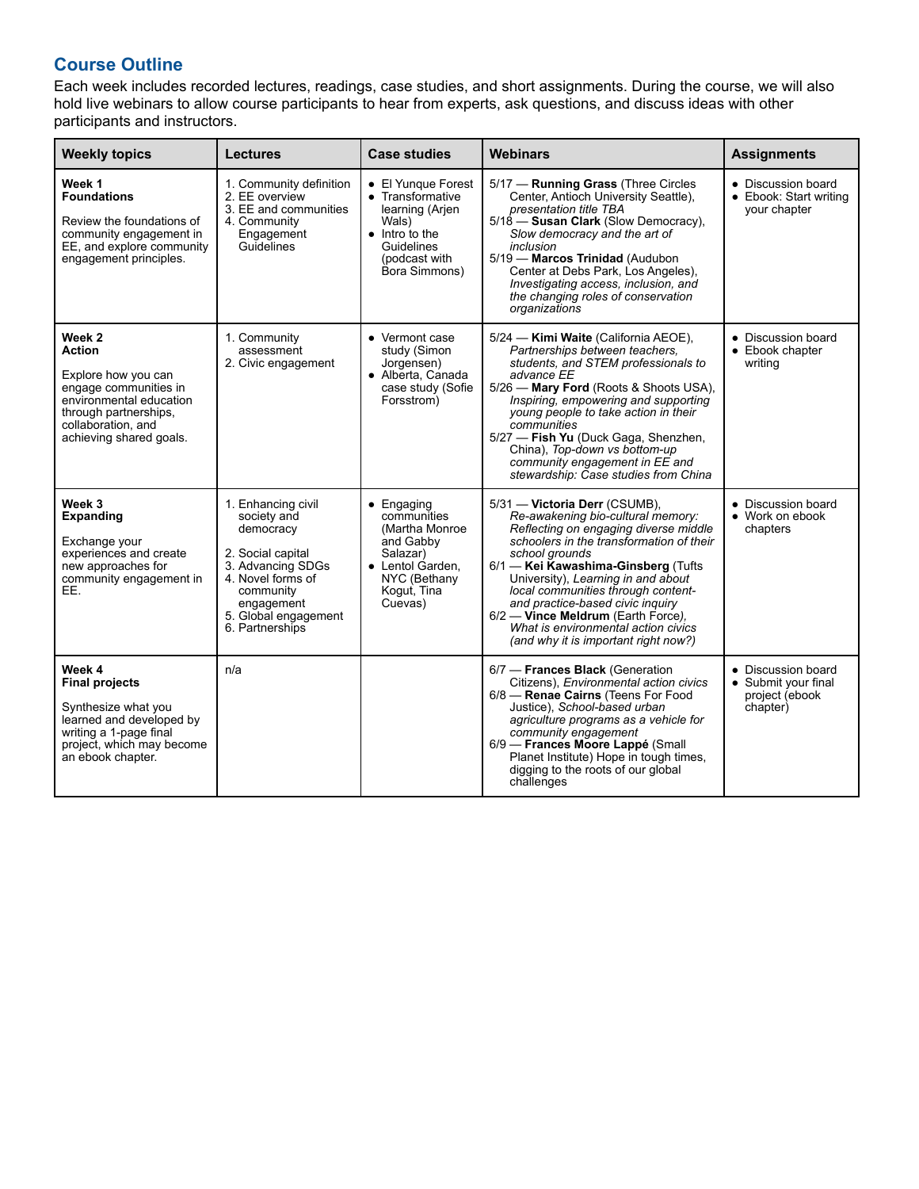## Course Outline

Each week includes recorded lectures, readings, case studies, and short assignments. During the course, we will also hold live webinars to allow course participants to hear from experts, ask questions, and discuss ideas with other participants and instructors.

| Weekly topics | Lectures | Case studies | Webinars | Assignments |
|---|---|---|---|---|
| **Week 1** **Foundations** <br><br> Review the foundations of community engagement in EE, and explore community engagement principles. | 1. Community definition <br> 2. EE overview <br> 3. EE and communities <br> 4. Community Engagement Guidelines | • El Yunque Forest <br> • Transformative learning (Arjen Wals) <br> • Intro to the Guidelines (podcast with Bora Simmons) | 5/17 — **Running Grass** (Three Circles Center, Antioch University Seattle), *presentation title TBA* <br> 5/18 — **Susan Clark** (Slow Democracy), *Slow democracy and the art of inclusion* <br> 5/19 — **Marcos Trinidad** (Audubon Center at Debs Park, Los Angeles), *Investigating access, inclusion, and the changing roles of conservation organizations* | • Discussion board <br> • Ebook: Start writing your chapter |
| **Week 2** **Action** <br><br> Explore how you can engage communities in environmental education through partnerships, collaboration, and achieving shared goals. | 1. Community assessment <br> 2. Civic engagement | • Vermont case study (Simon Jorgensen) <br> • Alberta, Canada case study (Sofie Forsstrom) | 5/24 — **Kimi Waite** (California AEOE), *Partnerships between teachers, students, and STEM professionals to advance EE* <br> 5/26 — **Mary Ford** (Roots & Shoots USA), *Inspiring, empowering and supporting young people to take action in their communities* <br> 5/27 — **Fish Yu** (Duck Gaga, Shenzhen, China), *Top-down vs bottom-up community engagement in EE and stewardship: Case studies from China* | • Discussion board <br> • Ebook chapter writing |
| **Week 3** **Expanding** <br><br> Exchange your experiences and create new approaches for community engagement in EE. | 1. Enhancing civil society and democracy <br> 2. Social capital <br> 3. Advancing SDGs <br> 4. Novel forms of community engagement <br> 5. Global engagement <br> 6. Partnerships | • Engaging communities (Martha Monroe and Gabby Salazar) <br> • Lentol Garden, NYC (Bethany Kogut, Tina Cuevas) | 5/31 — **Victoria Derr** (CSUMB), *Re-awakening bio-cultural memory: Reflecting on engaging diverse middle schoolers in the transformation of their school grounds* <br> 6/1 — **Kei Kawashima-Ginsberg** (Tufts University), *Learning in and about local communities through content- and practice-based civic inquiry* <br> 6/2 — **Vince Meldrum** (Earth Force), *What is environmental action civics (and why it is important right now?)* | • Discussion board <br> • Work on ebook chapters |
| **Week 4** **Final projects** <br><br> Synthesize what you learned and developed by writing a 1-page final project, which may become an ebook chapter. | n/a | | 6/7 — **Frances Black** (Generation Citizens), *Environmental action civics* <br> 6/8 — **Renae Cairns** (Teens For Food Justice), *School-based urban agriculture programs as a vehicle for community engagement* <br> 6/9 — **Frances Moore Lappé** (Small Planet Institute) Hope in tough times, digging to the roots of our global challenges | • Discussion board <br> • Submit your final project (ebook chapter) |